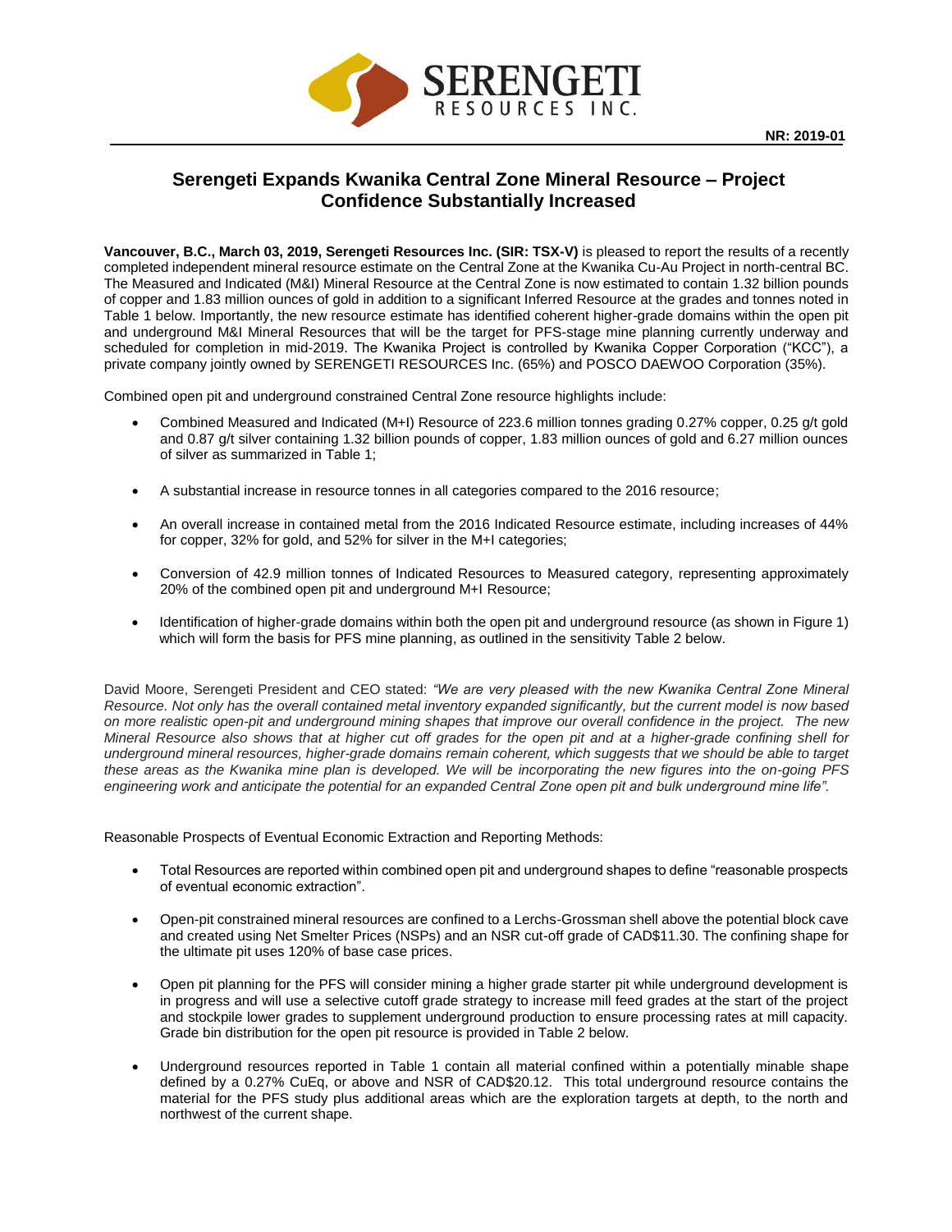NR: 2019-01

# Serengeti Expands Kwanika Central Zone Mineral Resource – Project Confidence Substantially Increased

**Vancouver, B.C., March 03, 2019, Serengeti Resources Inc. (SIR: TSX-V)** is pleased to report the results of a recently completed independent mineral resource estimate on the Central Zone at the Kwanika Cu-Au Project in north-central BC. The Measured and Indicated (M&I) Mineral Resource at the Central Zone is now estimated to contain 1.32 billion pounds of copper and 1.83 million ounces of gold in addition to a significant Inferred Resource at the grades and tonnes noted in Table 1 below. Importantly, the new resource estimate has identified coherent higher-grade domains within the open pit and underground M&I Mineral Resources that will be the target for PFS-stage mine planning currently underway and scheduled for completion in mid-2019. The Kwanika Project is controlled by Kwanika Copper Corporation ("KCC"), a private company jointly owned by SERENGETI RESOURCES Inc. (65%) and POSCO DAEWOO Corporation (35%).

Combined open pit and underground constrained Central Zone resource highlights include:

- Combined Measured and Indicated (M+I) Resource of 223.6 million tonnes grading 0.27% copper, 0.25 g/t gold and 0.87 g/t silver containing 1.32 billion pounds of copper, 1.83 million ounces of gold and 6.27 million ounces of silver as summarized in Table 1;
- A substantial increase in resource tonnes in all categories compared to the 2016 resource;
- An overall increase in contained metal from the 2016 Indicated Resource estimate, including increases of 44% for copper, 32% for gold, and 52% for silver in the M+I categories;
- Conversion of 42.9 million tonnes of Indicated Resources to Measured category, representing approximately 20% of the combined open pit and underground M+I Resource;
- Identification of higher-grade domains within both the open pit and underground resource (as shown in Figure 1) which will form the basis for PFS mine planning, as outlined in the sensitivity Table 2 below.

David Moore, Serengeti President and CEO stated: *"We are very pleased with the new Kwanika Central Zone Mineral Resource. Not only has the overall contained metal inventory expanded significantly, but the current model is now based on more realistic open-pit and underground mining shapes that improve our overall confidence in the project. The new Mineral Resource also shows that at higher cut off grades for the open pit and at a higher-grade confining shell for underground mineral resources, higher-grade domains remain coherent, which suggests that we should be able to target these areas as the Kwanika mine plan is developed. We will be incorporating the new figures into the on-going PFS engineering work and anticipate the potential for an expanded Central Zone open pit and bulk underground mine life".*

Reasonable Prospects of Eventual Economic Extraction and Reporting Methods:

- Total Resources are reported within combined open pit and underground shapes to define "reasonable prospects of eventual economic extraction".
- Open-pit constrained mineral resources are confined to a Lerchs-Grossman shell above the potential block cave and created using Net Smelter Prices (NSPs) and an NSR cut-off grade of CAD$11.30. The confining shape for the ultimate pit uses 120% of base case prices.
- Open pit planning for the PFS will consider mining a higher grade starter pit while underground development is in progress and will use a selective cutoff grade strategy to increase mill feed grades at the start of the project and stockpile lower grades to supplement underground production to ensure processing rates at mill capacity. Grade bin distribution for the open pit resource is provided in Table 2 below.
- Underground resources reported in Table 1 contain all material confined within a potentially minable shape defined by a 0.27% CuEq, or above and NSR of CAD$20.12. This total underground resource contains the material for the PFS study plus additional areas which are the exploration targets at depth, to the north and northwest of the current shape.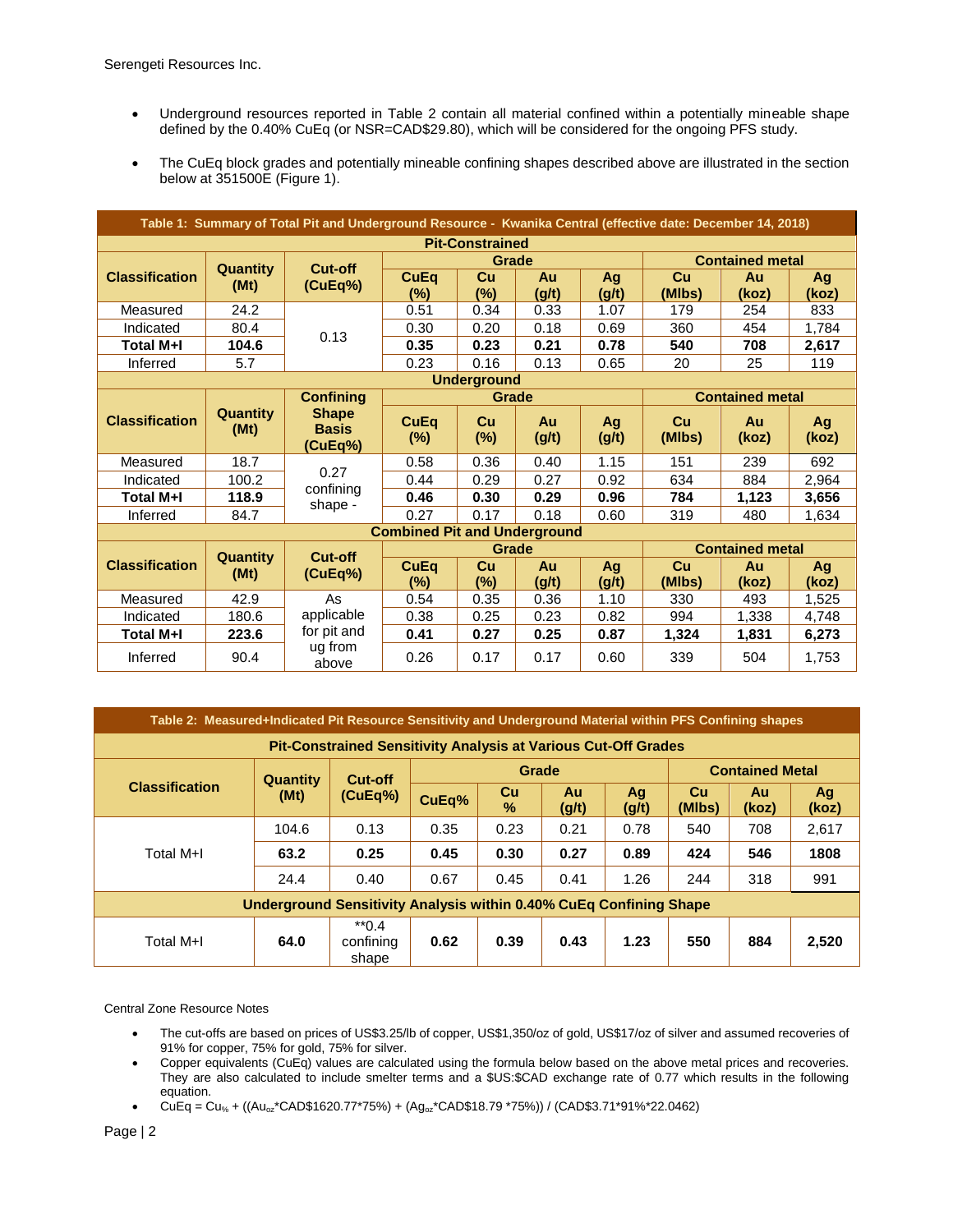- Underground resources reported in Table 2 contain all material confined within a potentially mineable shape defined by the 0.40% CuEq (or NSR=CAD$29.80), which will be considered for the ongoing PFS study.
- The CuEq block grades and potentially mineable confining shapes described above are illustrated in the section below at 351500E (Figure 1).

**Table 1: Summary of Total Pit and Underground Resource - Kwanika Central (effective date: December 14, 2018)**

| Classification | Quantity (Mt) | Cut-off (CuEq%) | Grade | | | | Contained metal | | |
|---|---|---|---|---|---|---|---|---|---|
| **Pit-Constrained** | | | | | | | | | |
| | | | CuEq (%) | Cu (%) | Au (g/t) | Ag (g/t) | Cu (Mlbs) | Au (koz) | Ag (koz) |
| Measured | 24.2 | 0.13 | 0.51 | 0.34 | 0.33 | 1.07 | 179 | 254 | 833 |
| Indicated | 80.4 | | 0.30 | 0.20 | 0.18 | 0.69 | 360 | 454 | 1,784 |
| **Total M+I** | **104.6** | | **0.35** | **0.23** | **0.21** | **0.78** | **540** | **708** | **2,617** |
| Inferred | 5.7 | | 0.23 | 0.16 | 0.13 | 0.65 | 20 | 25 | 119 |
| **Underground** | | | | | | | | | |
| **Classification** | **Quantity (Mt)** | **Confining Shape Basis (CuEq%)** | **CuEq (%)** | **Cu (%)** | **Au (g/t)** | **Ag (g/t)** | **Cu (Mlbs)** | **Au (koz)** | **Ag (koz)** |
| Measured | 18.7 | 0.27 confining shape - | 0.58 | 0.36 | 0.40 | 1.15 | 151 | 239 | 692 |
| Indicated | 100.2 | | 0.44 | 0.29 | 0.27 | 0.92 | 634 | 884 | 2,964 |
| **Total M+I** | **118.9** | | **0.46** | **0.30** | **0.29** | **0.96** | **784** | **1,123** | **3,656** |
| Inferred | 84.7 | | 0.27 | 0.17 | 0.18 | 0.60 | 319 | 480 | 1,634 |
| **Combined Pit and Underground** | | | | | | | | | |
| **Classification** | **Quantity (Mt)** | **Cut-off (CuEq%)** | **CuEq (%)** | **Cu (%)** | **Au (g/t)** | **Ag (g/t)** | **Cu (Mlbs)** | **Au (koz)** | **Ag (koz)** |
| Measured | 42.9 | As applicable for pit and ug from above | 0.54 | 0.35 | 0.36 | 1.10 | 330 | 493 | 1,525 |
| Indicated | 180.6 | | 0.38 | 0.25 | 0.23 | 0.82 | 994 | 1,338 | 4,748 |
| **Total M+I** | **223.6** | | **0.41** | **0.27** | **0.25** | **0.87** | **1,324** | **1,831** | **6,273** |
| Inferred | 90.4 | | 0.26 | 0.17 | 0.17 | 0.60 | 339 | 504 | 1,753 |

**Table 2: Measured+Indicated Pit Resource Sensitivity and Underground Material within PFS Confining shapes**

| Classification | Quantity (Mt) | Cut-off (CuEq%) | Grade | | | | Contained Metal | | |
|---|---|---|---|---|---|---|---|---|---|
| **Pit-Constrained Sensitivity Analysis at Various Cut-Off Grades** | | | | | | | | | |
| | | | CuEq% | Cu % | Au (g/t) | Ag (g/t) | Cu (Mlbs) | Au (koz) | Ag (koz) |
| Total M+I | 104.6 | 0.13 | 0.35 | 0.23 | 0.21 | 0.78 | 540 | 708 | 2,617 |
| | **63.2** | **0.25** | **0.45** | **0.30** | **0.27** | **0.89** | **424** | **546** | **1808** |
| | 24.4 | 0.40 | 0.67 | 0.45 | 0.41 | 1.26 | 244 | 318 | 991 |
| **Underground Sensitivity Analysis within 0.40% CuEq Confining Shape** | | | | | | | | | |
| Total M+I | **64.0** | **0.4 confining shape | **0.62** | **0.39** | **0.43** | **1.23** | **550** | **884** | **2,520** |

Central Zone Resource Notes

- The cut-offs are based on prices of US$3.25/lb of copper, US$1,350/oz of gold, US$17/oz of silver and assumed recoveries of 91% for copper, 75% for gold, 75% for silver.
- Copper equivalents (CuEq) values are calculated using the formula below based on the above metal prices and recoveries. They are also calculated to include smelter terms and a $US:$CAD exchange rate of 0.77 which results in the following equation.
- $CuEq = Cu_{\%} + ((Au_{oz}*CAD\$1620.77*75\%) + (Ag_{oz}*CAD\$18.79*75\%)) / (CAD\$3.71*91\%*22.0462)$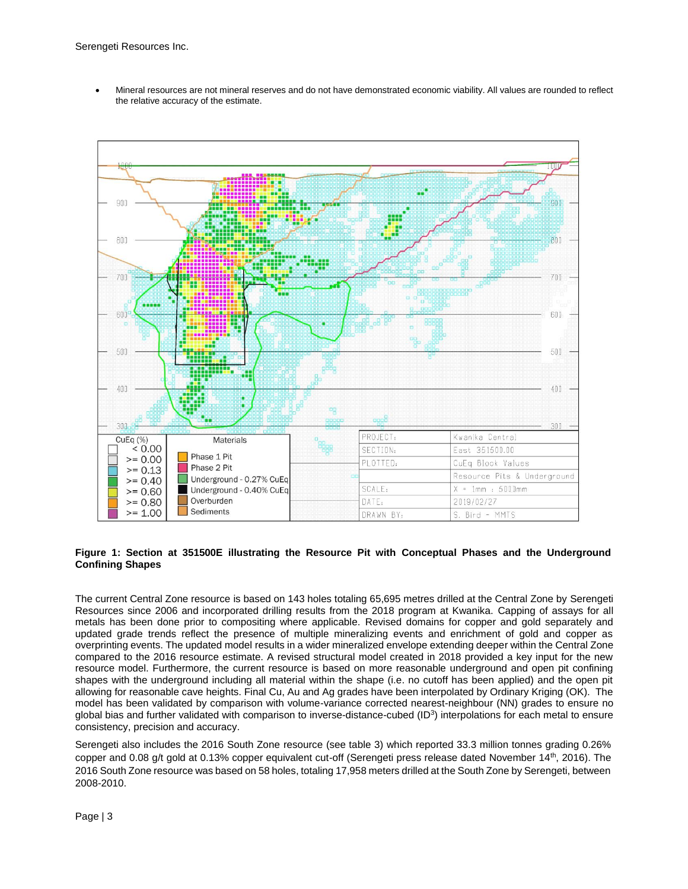- Mineral resources are not mineral reserves and do not have demonstrated economic viability. All values are rounded to reflect the relative accuracy of the estimate.

1000
900
800
700
600
500
400
300

CuEq (%)
< 0.00
>= 0.00
>= 0.13
>= 0.40
>= 0.60
>= 0.80
>= 1.00

Materials
Phase 1 Pit
Phase 2 Pit
Underground - 0.27% CuEq
Underground - 0.40% CuEq
Overburden
Sediments

| | |
|---|---|
| PROJECT: | Kwanika Central |
| SECTION: | East 351500.00 |
| PLOTTED: | CuEq Block Values |
| | Resource Pits & Underground |
| SCALE: | X = 1mm : 5000mm |
| DATE: | 2019/02/27 |
| DRAWN BY: | S. Bird - MMTS |

**Figure 1: Section at 351500E illustrating the Resource Pit with Conceptual Phases and the Underground Confining Shapes**

The current Central Zone resource is based on 143 holes totaling 65,695 metres drilled at the Central Zone by Serengeti Resources since 2006 and incorporated drilling results from the 2018 program at Kwanika. Capping of assays for all metals has been done prior to compositing where applicable. Revised domains for copper and gold separately and updated grade trends reflect the presence of multiple mineralizing events and enrichment of gold and copper as overprinting events. The updated model results in a wider mineralized envelope extending deeper within the Central Zone compared to the 2016 resource estimate. A revised structural model created in 2018 provided a key input for the new resource model. Furthermore, the current resource is based on more reasonable underground and open pit confining shapes with the underground including all material within the shape (i.e. no cutoff has been applied) and the open pit allowing for reasonable cave heights. Final Cu, Au and Ag grades have been interpolated by Ordinary Kriging (OK). The model has been validated by comparison with volume-variance corrected nearest-neighbour (NN) grades to ensure no global bias and further validated with comparison to inverse-distance-cubed ($ID^3$) interpolations for each metal to ensure consistency, precision and accuracy.

Serengeti also includes the 2016 South Zone resource (see table 3) which reported 33.3 million tonnes grading 0.26% copper and 0.08 g/t gold at 0.13% copper equivalent cut-off (Serengeti press release dated November 14th, 2016). The 2016 South Zone resource was based on 58 holes, totaling 17,958 meters drilled at the South Zone by Serengeti, between 2008-2010.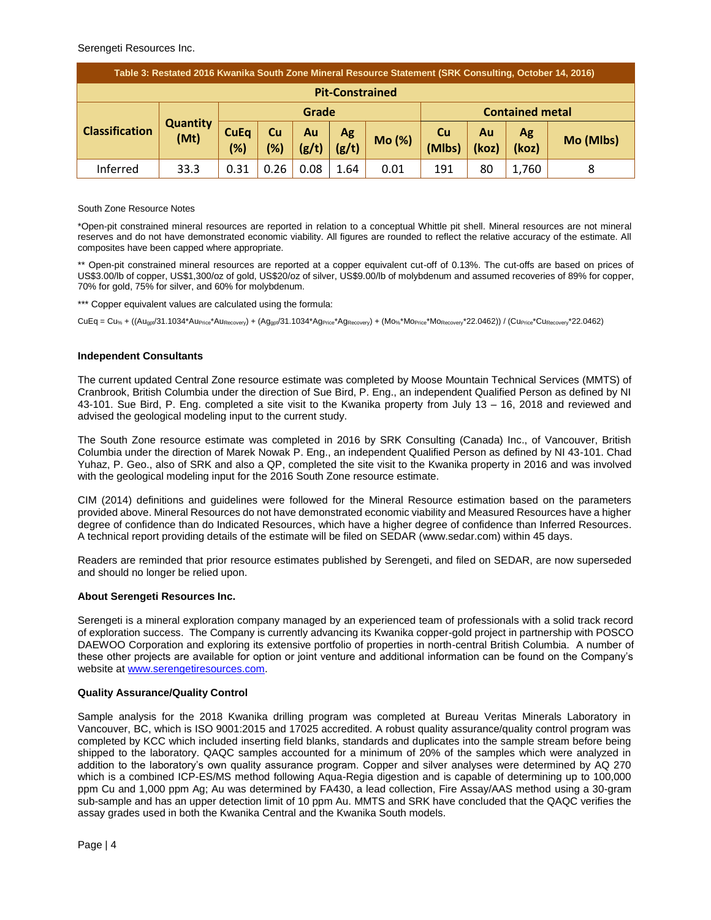Serengeti Resources Inc.

| Table 3: Restated 2016 Kwanika South Zone Mineral Resource Statement (SRK Consulting, October 14, 2016) | | | | | | | | | | |
|---|---|---|---|---|---|---|---|---|---|---|
| Pit-Constrained | | | | | | | | | | |
| Classification | Quantity (Mt) | Grade | | | | | Contained metal | | | |
| | | CuEq (%) | Cu (%) | Au (g/t) | Ag (g/t) | Mo (%) | Cu (Mlbs) | Au (koz) | Ag (koz) | Mo (Mlbs) |
| Inferred | 33.3 | 0.31 | 0.26 | 0.08 | 1.64 | 0.01 | 191 | 80 | 1,760 | 8 |

South Zone Resource Notes

*Open-pit constrained mineral resources are reported in relation to a conceptual Whittle pit shell. Mineral resources are not mineral reserves and do not have demonstrated economic viability. All figures are rounded to reflect the relative accuracy of the estimate. All composites have been capped where appropriate.

** Open-pit constrained mineral resources are reported at a copper equivalent cut-off of 0.13%. The cut-offs are based on prices of US$3.00/lb of copper, US$1,300/oz of gold, US$20/oz of silver, US$9.00/lb of molybdenum and assumed recoveries of 89% for copper, 70% for gold, 75% for silver, and 60% for molybdenum.

*** Copper equivalent values are calculated using the formula:

$CuEq = Cu_{\%} + ((Au_{gpt}/31.1034*Au_{Price}*Au_{Recovery}) + (Ag_{gpt}/31.1034*Ag_{Price}*Ag_{Recovery}) + (Mo_{\%}*Mo_{Price}*Mo_{Recovery}*22.0462)) / (Cu_{Price}*Cu_{Recovery}*22.0462)$

### Independent Consultants

The current updated Central Zone resource estimate was completed by Moose Mountain Technical Services (MMTS) of Cranbrook, British Columbia under the direction of Sue Bird, P. Eng., an independent Qualified Person as defined by NI 43-101. Sue Bird, P. Eng. completed a site visit to the Kwanika property from July 13 – 16, 2018 and reviewed and advised the geological modeling input to the current study.

The South Zone resource estimate was completed in 2016 by SRK Consulting (Canada) Inc., of Vancouver, British Columbia under the direction of Marek Nowak P. Eng., an independent Qualified Person as defined by NI 43-101. Chad Yuhaz, P. Geo., also of SRK and also a QP, completed the site visit to the Kwanika property in 2016 and was involved with the geological modeling input for the 2016 South Zone resource estimate.

CIM (2014) definitions and guidelines were followed for the Mineral Resource estimation based on the parameters provided above. Mineral Resources do not have demonstrated economic viability and Measured Resources have a higher degree of confidence than do Indicated Resources, which have a higher degree of confidence than Inferred Resources. A technical report providing details of the estimate will be filed on SEDAR (www.sedar.com) within 45 days.

Readers are reminded that prior resource estimates published by Serengeti, and filed on SEDAR, are now superseded and should no longer be relied upon.

### About Serengeti Resources Inc.

Serengeti is a mineral exploration company managed by an experienced team of professionals with a solid track record of exploration success. The Company is currently advancing its Kwanika copper-gold project in partnership with POSCO DAEWOO Corporation and exploring its extensive portfolio of properties in north-central British Columbia. A number of these other projects are available for option or joint venture and additional information can be found on the Company's website at [www.serengetiresources.com](www.serengetiresources.com).

### Quality Assurance/Quality Control

Sample analysis for the 2018 Kwanika drilling program was completed at Bureau Veritas Minerals Laboratory in Vancouver, BC, which is ISO 9001:2015 and 17025 accredited. A robust quality assurance/quality control program was completed by KCC which included inserting field blanks, standards and duplicates into the sample stream before being shipped to the laboratory. QAQC samples accounted for a minimum of 20% of the samples which were analyzed in addition to the laboratory's own quality assurance program. Copper and silver analyses were determined by AQ 270 which is a combined ICP-ES/MS method following Aqua-Regia digestion and is capable of determining up to 100,000 ppm Cu and 1,000 ppm Ag; Au was determined by FA430, a lead collection, Fire Assay/AAS method using a 30-gram sub-sample and has an upper detection limit of 10 ppm Au. MMTS and SRK have concluded that the QAQC verifies the assay grades used in both the Kwanika Central and the Kwanika South models.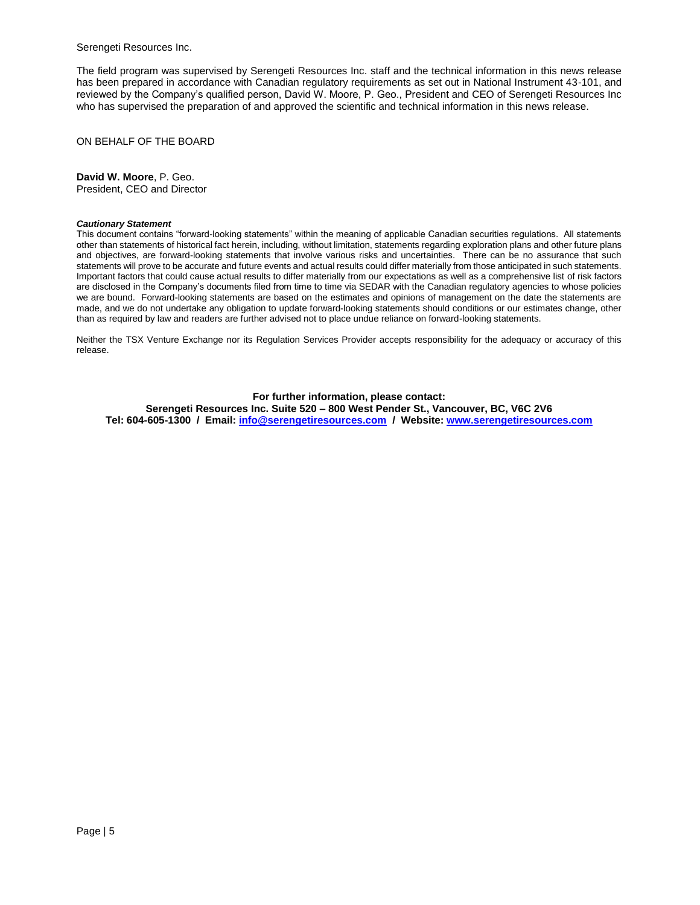Serengeti Resources Inc.

The field program was supervised by Serengeti Resources Inc. staff and the technical information in this news release has been prepared in accordance with Canadian regulatory requirements as set out in National Instrument 43-101, and reviewed by the Company's qualified person, David W. Moore, P. Geo., President and CEO of Serengeti Resources Inc who has supervised the preparation of and approved the scientific and technical information in this news release.

ON BEHALF OF THE BOARD

**David W. Moore**, P. Geo.
President, CEO and Director

***Cautionary Statement***

This document contains "forward-looking statements" within the meaning of applicable Canadian securities regulations. All statements other than statements of historical fact herein, including, without limitation, statements regarding exploration plans and other future plans and objectives, are forward-looking statements that involve various risks and uncertainties. There can be no assurance that such statements will prove to be accurate and future events and actual results could differ materially from those anticipated in such statements. Important factors that could cause actual results to differ materially from our expectations as well as a comprehensive list of risk factors are disclosed in the Company's documents filed from time to time via SEDAR with the Canadian regulatory agencies to whose policies we are bound. Forward-looking statements are based on the estimates and opinions of management on the date the statements are made, and we do not undertake any obligation to update forward-looking statements should conditions or our estimates change, other than as required by law and readers are further advised not to place undue reliance on forward-looking statements.

Neither the TSX Venture Exchange nor its Regulation Services Provider accepts responsibility for the adequacy or accuracy of this release.

**For further information, please contact:**
**Serengeti Resources Inc. Suite 520 – 800 West Pender St., Vancouver, BC, V6C 2V6**
**Tel: 604-605-1300 / Email: info@serengetiresources.com / Website: www.serengetiresources.com**